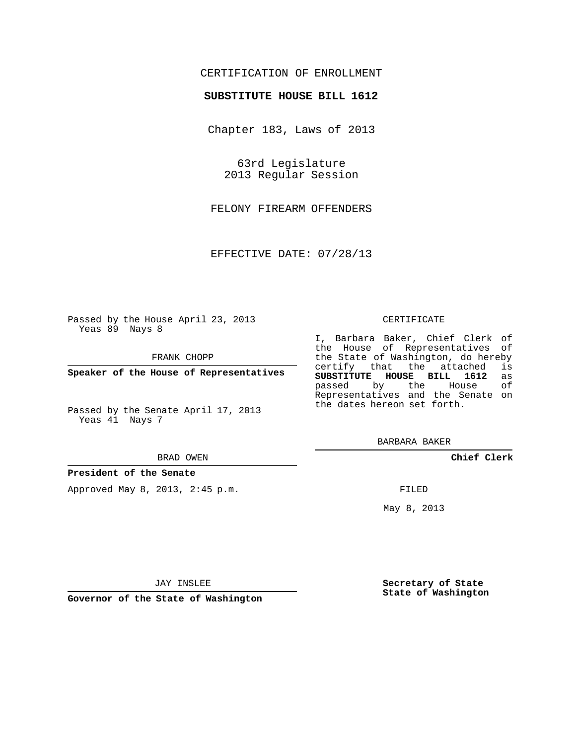CERTIFICATION OF ENROLLMENT

**SUBSTITUTE HOUSE BILL 1612**

Chapter 183, Laws of 2013

63rd Legislature
2013 Regular Session

FELONY FIREARM OFFENDERS

EFFECTIVE DATE: 07/28/13

Passed by the House April 23, 2013
Yeas 89 Nays 8

FRANK CHOPP

**Speaker of the House of Representatives**

Passed by the Senate April 17, 2013
Yeas 41 Nays 7

BRAD OWEN

**President of the Senate**

Approved May 8, 2013, 2:45 p.m.

JAY INSLEE

**Governor of the State of Washington**

CERTIFICATE

I, Barbara Baker, Chief Clerk of the House of Representatives of the State of Washington, do hereby certify that the attached is **SUBSTITUTE HOUSE BILL 1612** as passed by the House of Representatives and the Senate on the dates hereon set forth.

BARBARA BAKER

**Chief Clerk**

FILED

May 8, 2013

**Secretary of State**
**State of Washington**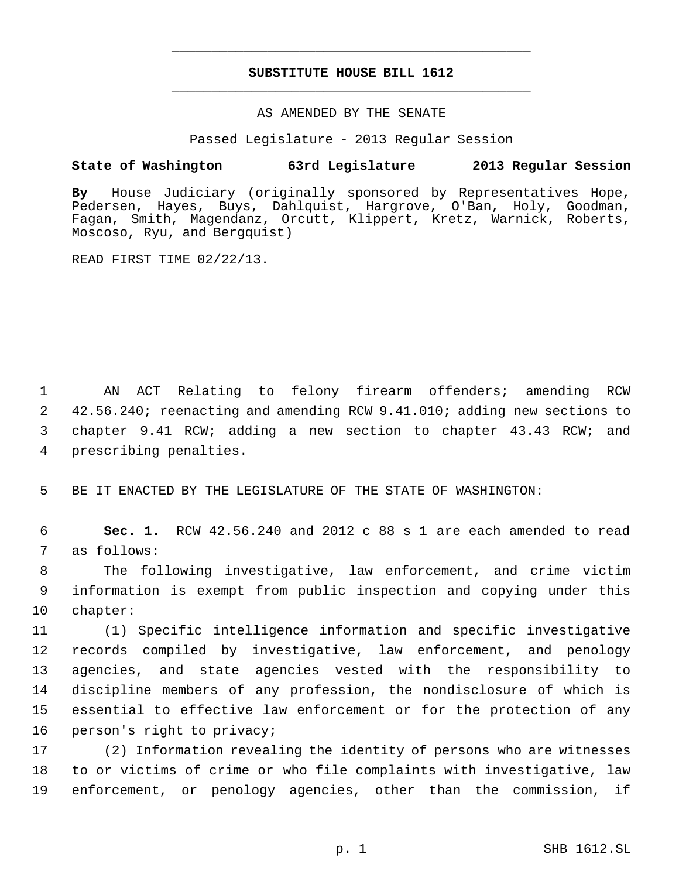**SUBSTITUTE HOUSE BILL 1612**

AS AMENDED BY THE SENATE

Passed Legislature - 2013 Regular Session

**State of Washington 63rd Legislature 2013 Regular Session**

**By** House Judiciary (originally sponsored by Representatives Hope, Pedersen, Hayes, Buys, Dahlquist, Hargrove, O'Ban, Holy, Goodman, Fagan, Smith, Magendanz, Orcutt, Klippert, Kretz, Warnick, Roberts, Moscoso, Ryu, and Bergquist)

READ FIRST TIME 02/22/13.

AN ACT Relating to felony firearm offenders; amending RCW 42.56.240; reenacting and amending RCW 9.41.010; adding new sections to chapter 9.41 RCW; adding a new section to chapter 43.43 RCW; and prescribing penalties.

BE IT ENACTED BY THE LEGISLATURE OF THE STATE OF WASHINGTON:

**Sec. 1.** RCW 42.56.240 and 2012 c 88 s 1 are each amended to read as follows:

The following investigative, law enforcement, and crime victim information is exempt from public inspection and copying under this chapter:

(1) Specific intelligence information and specific investigative records compiled by investigative, law enforcement, and penology agencies, and state agencies vested with the responsibility to discipline members of any profession, the nondisclosure of which is essential to effective law enforcement or for the protection of any person's right to privacy;

(2) Information revealing the identity of persons who are witnesses to or victims of crime or who file complaints with investigative, law enforcement, or penology agencies, other than the commission, if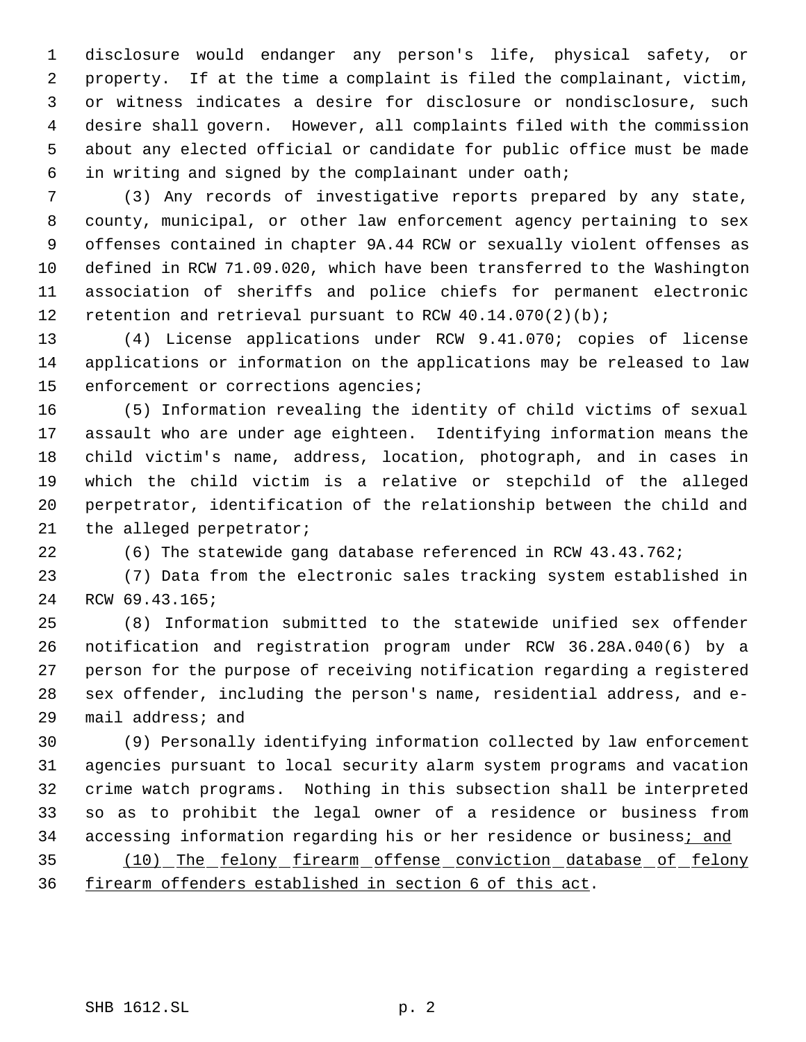disclosure would endanger any person's life, physical safety, or property. If at the time a complaint is filed the complainant, victim, or witness indicates a desire for disclosure or nondisclosure, such desire shall govern. However, all complaints filed with the commission about any elected official or candidate for public office must be made in writing and signed by the complainant under oath;

(3) Any records of investigative reports prepared by any state, county, municipal, or other law enforcement agency pertaining to sex offenses contained in chapter 9A.44 RCW or sexually violent offenses as defined in RCW 71.09.020, which have been transferred to the Washington association of sheriffs and police chiefs for permanent electronic retention and retrieval pursuant to RCW 40.14.070(2)(b);

(4) License applications under RCW 9.41.070; copies of license applications or information on the applications may be released to law enforcement or corrections agencies;

(5) Information revealing the identity of child victims of sexual assault who are under age eighteen. Identifying information means the child victim's name, address, location, photograph, and in cases in which the child victim is a relative or stepchild of the alleged perpetrator, identification of the relationship between the child and the alleged perpetrator;

(6) The statewide gang database referenced in RCW 43.43.762;

(7) Data from the electronic sales tracking system established in RCW 69.43.165;

(8) Information submitted to the statewide unified sex offender notification and registration program under RCW 36.28A.040(6) by a person for the purpose of receiving notification regarding a registered sex offender, including the person's name, residential address, and e-mail address; and

(9) Personally identifying information collected by law enforcement agencies pursuant to local security alarm system programs and vacation crime watch programs. Nothing in this subsection shall be interpreted so as to prohibit the legal owner of a residence or business from accessing information regarding his or her residence or business<u>; and</u>

<u>(10) The felony firearm offense conviction database of felony firearm offenders established in section 6 of this act</u>.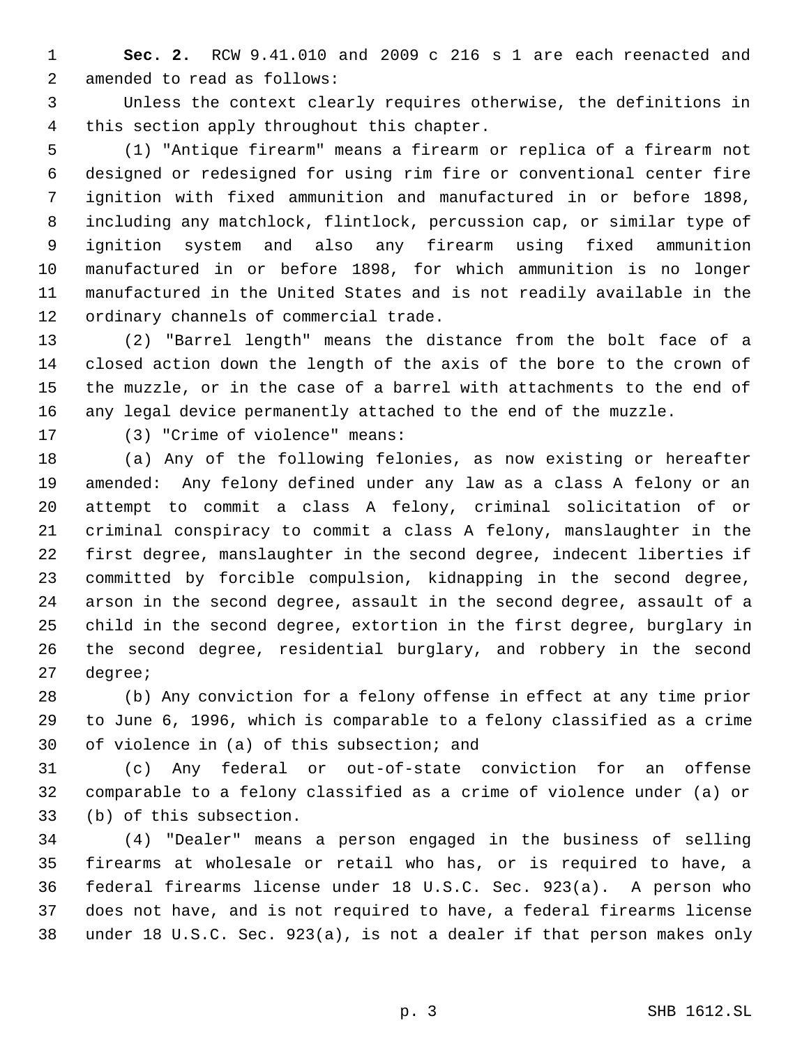**Sec. 2.** RCW 9.41.010 and 2009 c 216 s 1 are each reenacted and amended to read as follows:

Unless the context clearly requires otherwise, the definitions in this section apply throughout this chapter.

(1) "Antique firearm" means a firearm or replica of a firearm not designed or redesigned for using rim fire or conventional center fire ignition with fixed ammunition and manufactured in or before 1898, including any matchlock, flintlock, percussion cap, or similar type of ignition system and also any firearm using fixed ammunition manufactured in or before 1898, for which ammunition is no longer manufactured in the United States and is not readily available in the ordinary channels of commercial trade.

(2) "Barrel length" means the distance from the bolt face of a closed action down the length of the axis of the bore to the crown of the muzzle, or in the case of a barrel with attachments to the end of any legal device permanently attached to the end of the muzzle.

(3) "Crime of violence" means:

(a) Any of the following felonies, as now existing or hereafter amended: Any felony defined under any law as a class A felony or an attempt to commit a class A felony, criminal solicitation of or criminal conspiracy to commit a class A felony, manslaughter in the first degree, manslaughter in the second degree, indecent liberties if committed by forcible compulsion, kidnapping in the second degree, arson in the second degree, assault in the second degree, assault of a child in the second degree, extortion in the first degree, burglary in the second degree, residential burglary, and robbery in the second degree;

(b) Any conviction for a felony offense in effect at any time prior to June 6, 1996, which is comparable to a felony classified as a crime of violence in (a) of this subsection; and

(c) Any federal or out-of-state conviction for an offense comparable to a felony classified as a crime of violence under (a) or (b) of this subsection.

(4) "Dealer" means a person engaged in the business of selling firearms at wholesale or retail who has, or is required to have, a federal firearms license under 18 U.S.C. Sec. 923(a). A person who does not have, and is not required to have, a federal firearms license under 18 U.S.C. Sec. 923(a), is not a dealer if that person makes only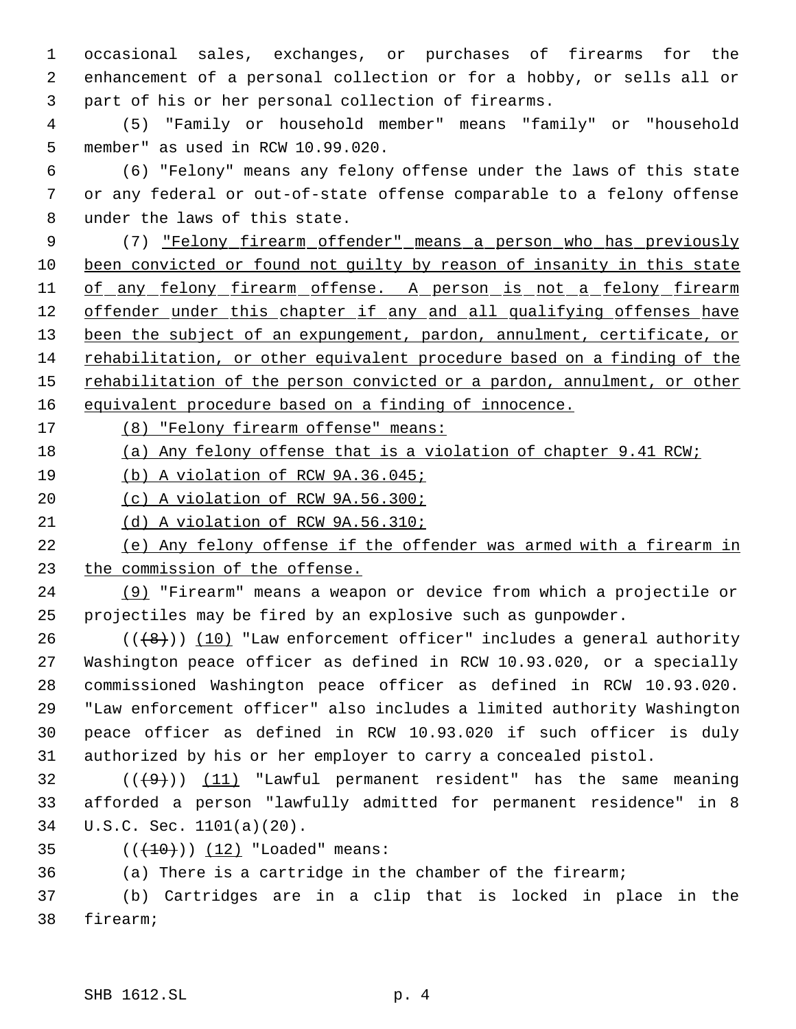occasional sales, exchanges, or purchases of firearms for the enhancement of a personal collection or for a hobby, or sells all or part of his or her personal collection of firearms.

(5) "Family or household member" means "family" or "household member" as used in RCW 10.99.020.

(6) "Felony" means any felony offense under the laws of this state or any federal or out-of-state offense comparable to a felony offense under the laws of this state.

(7) "Felony firearm offender" means a person who has previously been convicted or found not guilty by reason of insanity in this state of any felony firearm offense. A person is not a felony firearm offender under this chapter if any and all qualifying offenses have been the subject of an expungement, pardon, annulment, certificate, or rehabilitation, or other equivalent procedure based on a finding of the rehabilitation of the person convicted or a pardon, annulment, or other equivalent procedure based on a finding of innocence.

(8) "Felony firearm offense" means:

(a) Any felony offense that is a violation of chapter 9.41 RCW;

(b) A violation of RCW 9A.36.045;

(c) A violation of RCW 9A.56.300;

(d) A violation of RCW 9A.56.310;

(e) Any felony offense if the offender was armed with a firearm in the commission of the offense.

(9) "Firearm" means a weapon or device from which a projectile or projectiles may be fired by an explosive such as gunpowder.

(((8))) (10) "Law enforcement officer" includes a general authority Washington peace officer as defined in RCW 10.93.020, or a specially commissioned Washington peace officer as defined in RCW 10.93.020. "Law enforcement officer" also includes a limited authority Washington peace officer as defined in RCW 10.93.020 if such officer is duly authorized by his or her employer to carry a concealed pistol.

(((9))) (11) "Lawful permanent resident" has the same meaning afforded a person "lawfully admitted for permanent residence" in 8 U.S.C. Sec. 1101(a)(20).

(((10))) (12) "Loaded" means:

(a) There is a cartridge in the chamber of the firearm;

(b) Cartridges are in a clip that is locked in place in the firearm;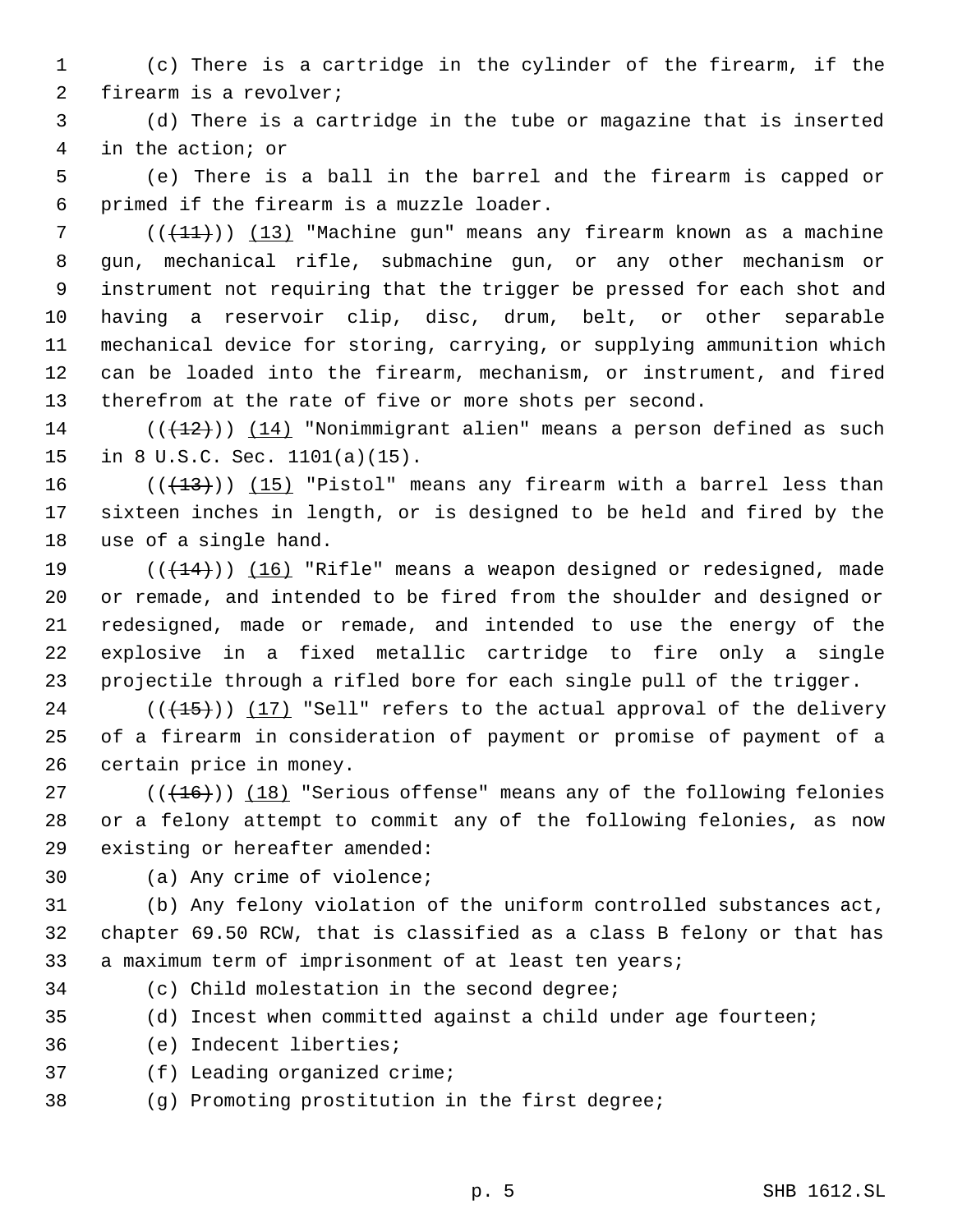(c) There is a cartridge in the cylinder of the firearm, if the firearm is a revolver;

(d) There is a cartridge in the tube or magazine that is inserted in the action; or

(e) There is a ball in the barrel and the firearm is capped or primed if the firearm is a muzzle loader.

(((11))) (13) "Machine gun" means any firearm known as a machine gun, mechanical rifle, submachine gun, or any other mechanism or instrument not requiring that the trigger be pressed for each shot and having a reservoir clip, disc, drum, belt, or other separable mechanical device for storing, carrying, or supplying ammunition which can be loaded into the firearm, mechanism, or instrument, and fired therefrom at the rate of five or more shots per second.

(((12))) (14) "Nonimmigrant alien" means a person defined as such in 8 U.S.C. Sec. 1101(a)(15).

(((13))) (15) "Pistol" means any firearm with a barrel less than sixteen inches in length, or is designed to be held and fired by the use of a single hand.

(((14))) (16) "Rifle" means a weapon designed or redesigned, made or remade, and intended to be fired from the shoulder and designed or redesigned, made or remade, and intended to use the energy of the explosive in a fixed metallic cartridge to fire only a single projectile through a rifled bore for each single pull of the trigger.

(((15))) (17) "Sell" refers to the actual approval of the delivery of a firearm in consideration of payment or promise of payment of a certain price in money.

(((16))) (18) "Serious offense" means any of the following felonies or a felony attempt to commit any of the following felonies, as now existing or hereafter amended:

(a) Any crime of violence;

(b) Any felony violation of the uniform controlled substances act, chapter 69.50 RCW, that is classified as a class B felony or that has a maximum term of imprisonment of at least ten years;

(c) Child molestation in the second degree;

(d) Incest when committed against a child under age fourteen;

(e) Indecent liberties;

(f) Leading organized crime;

(g) Promoting prostitution in the first degree;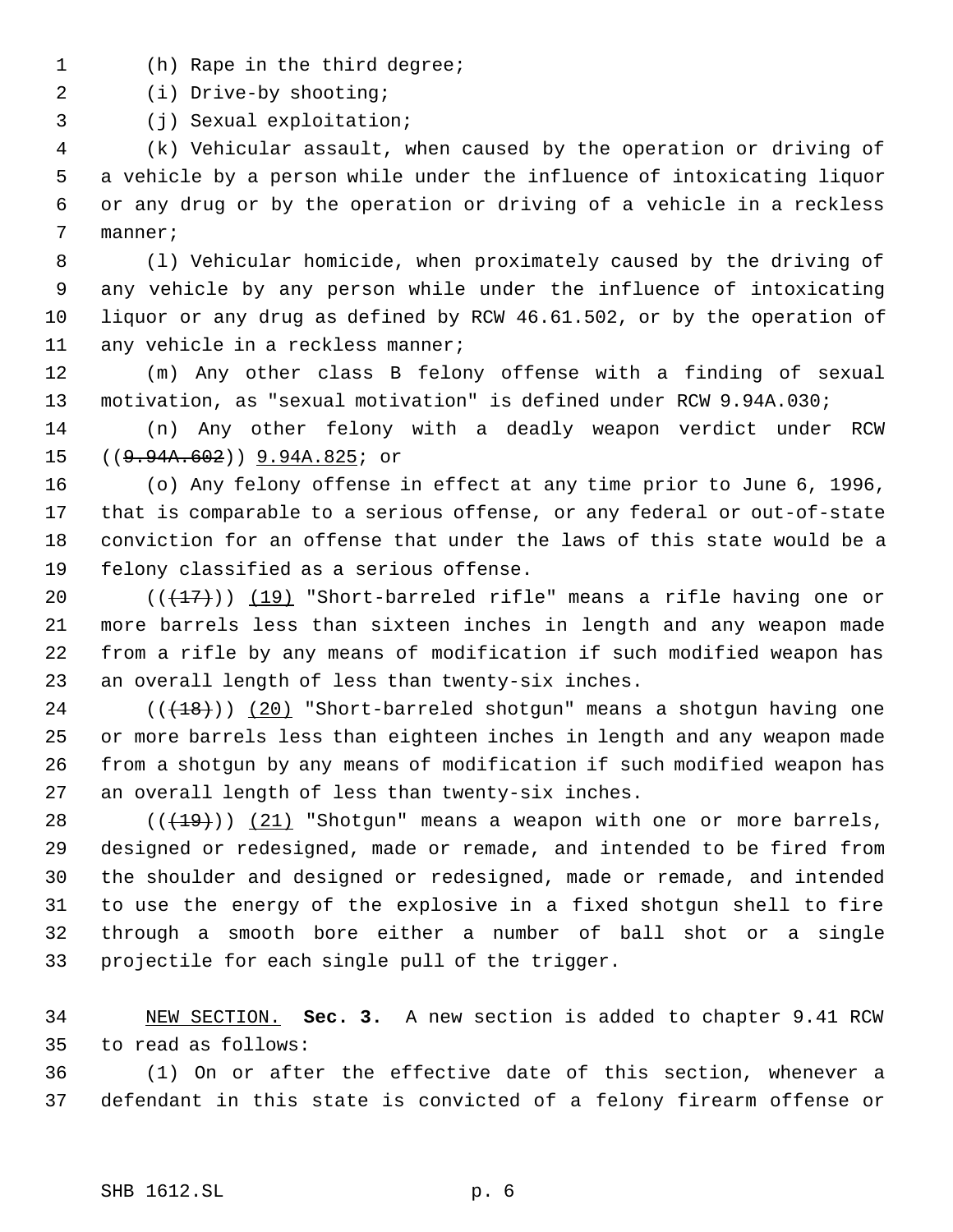(h) Rape in the third degree;

(i) Drive-by shooting;

(j) Sexual exploitation;

(k) Vehicular assault, when caused by the operation or driving of a vehicle by a person while under the influence of intoxicating liquor or any drug or by the operation or driving of a vehicle in a reckless manner;

(l) Vehicular homicide, when proximately caused by the driving of any vehicle by any person while under the influence of intoxicating liquor or any drug as defined by RCW 46.61.502, or by the operation of any vehicle in a reckless manner;

(m) Any other class B felony offense with a finding of sexual motivation, as "sexual motivation" is defined under RCW 9.94A.030;

(n) Any other felony with a deadly weapon verdict under RCW ((~~9.94A.602~~)) <u>9.94A.825</u>; or

(o) Any felony offense in effect at any time prior to June 6, 1996, that is comparable to a serious offense, or any federal or out-of-state conviction for an offense that under the laws of this state would be a felony classified as a serious offense.

((~~(17)~~)) <u>(19)</u> "Short-barreled rifle" means a rifle having one or more barrels less than sixteen inches in length and any weapon made from a rifle by any means of modification if such modified weapon has an overall length of less than twenty-six inches.

((~~(18)~~)) <u>(20)</u> "Short-barreled shotgun" means a shotgun having one or more barrels less than eighteen inches in length and any weapon made from a shotgun by any means of modification if such modified weapon has an overall length of less than twenty-six inches.

((~~(19)~~)) <u>(21)</u> "Shotgun" means a weapon with one or more barrels, designed or redesigned, made or remade, and intended to be fired from the shoulder and designed or redesigned, made or remade, and intended to use the energy of the explosive in a fixed shotgun shell to fire through a smooth bore either a number of ball shot or a single projectile for each single pull of the trigger.

<u>NEW SECTION.</u> **Sec. 3.** A new section is added to chapter 9.41 RCW to read as follows:

(1) On or after the effective date of this section, whenever a defendant in this state is convicted of a felony firearm offense or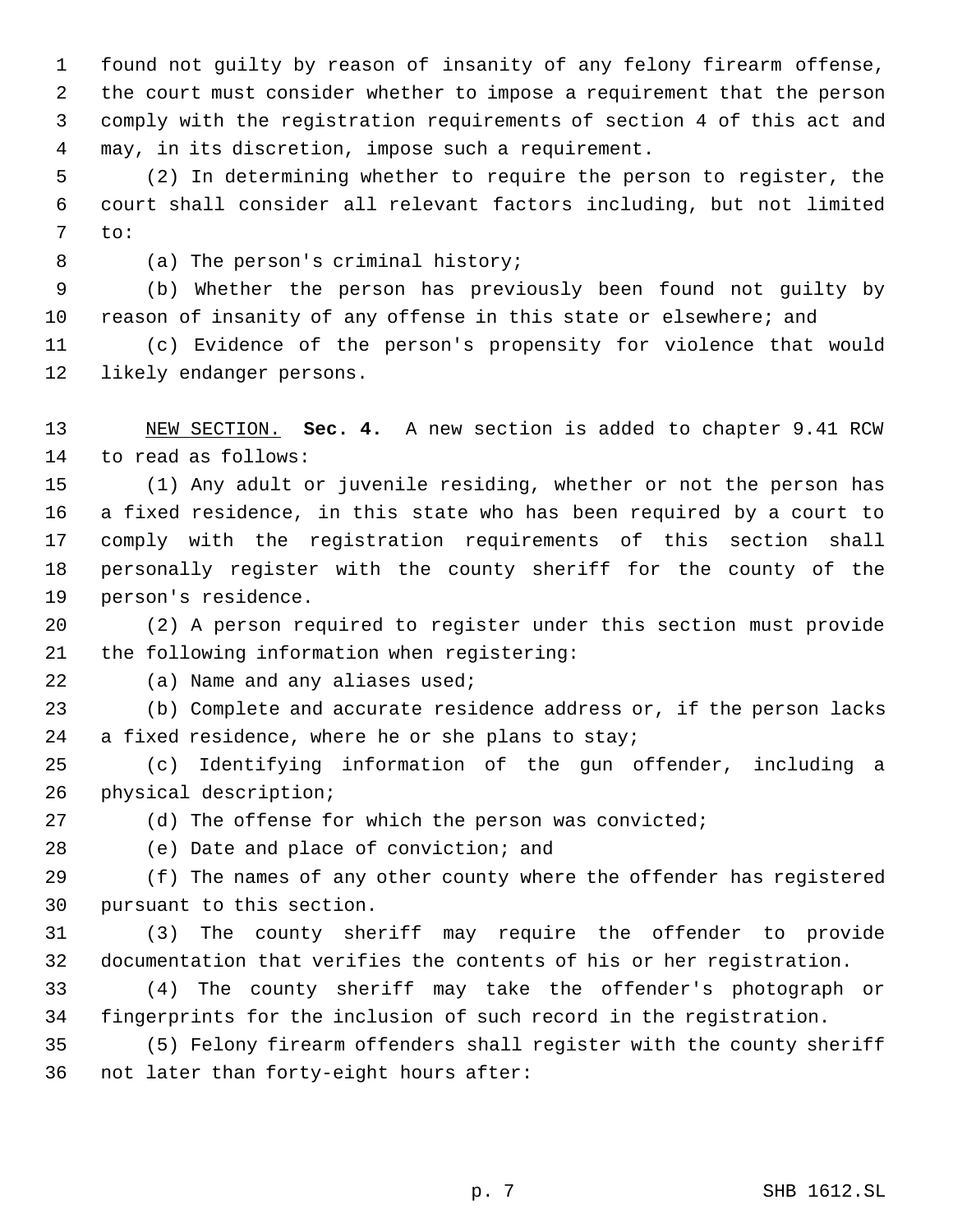found not guilty by reason of insanity of any felony firearm offense, the court must consider whether to impose a requirement that the person comply with the registration requirements of section 4 of this act and may, in its discretion, impose such a requirement.

(2) In determining whether to require the person to register, the court shall consider all relevant factors including, but not limited to:

(a) The person's criminal history;

(b) Whether the person has previously been found not guilty by reason of insanity of any offense in this state or elsewhere; and

(c) Evidence of the person's propensity for violence that would likely endanger persons.

NEW SECTION. **Sec. 4.** A new section is added to chapter 9.41 RCW to read as follows:

(1) Any adult or juvenile residing, whether or not the person has a fixed residence, in this state who has been required by a court to comply with the registration requirements of this section shall personally register with the county sheriff for the county of the person's residence.

(2) A person required to register under this section must provide the following information when registering:

(a) Name and any aliases used;

(b) Complete and accurate residence address or, if the person lacks a fixed residence, where he or she plans to stay;

(c) Identifying information of the gun offender, including a physical description;

(d) The offense for which the person was convicted;

(e) Date and place of conviction; and

(f) The names of any other county where the offender has registered pursuant to this section.

(3) The county sheriff may require the offender to provide documentation that verifies the contents of his or her registration.

(4) The county sheriff may take the offender's photograph or fingerprints for the inclusion of such record in the registration.

(5) Felony firearm offenders shall register with the county sheriff not later than forty-eight hours after: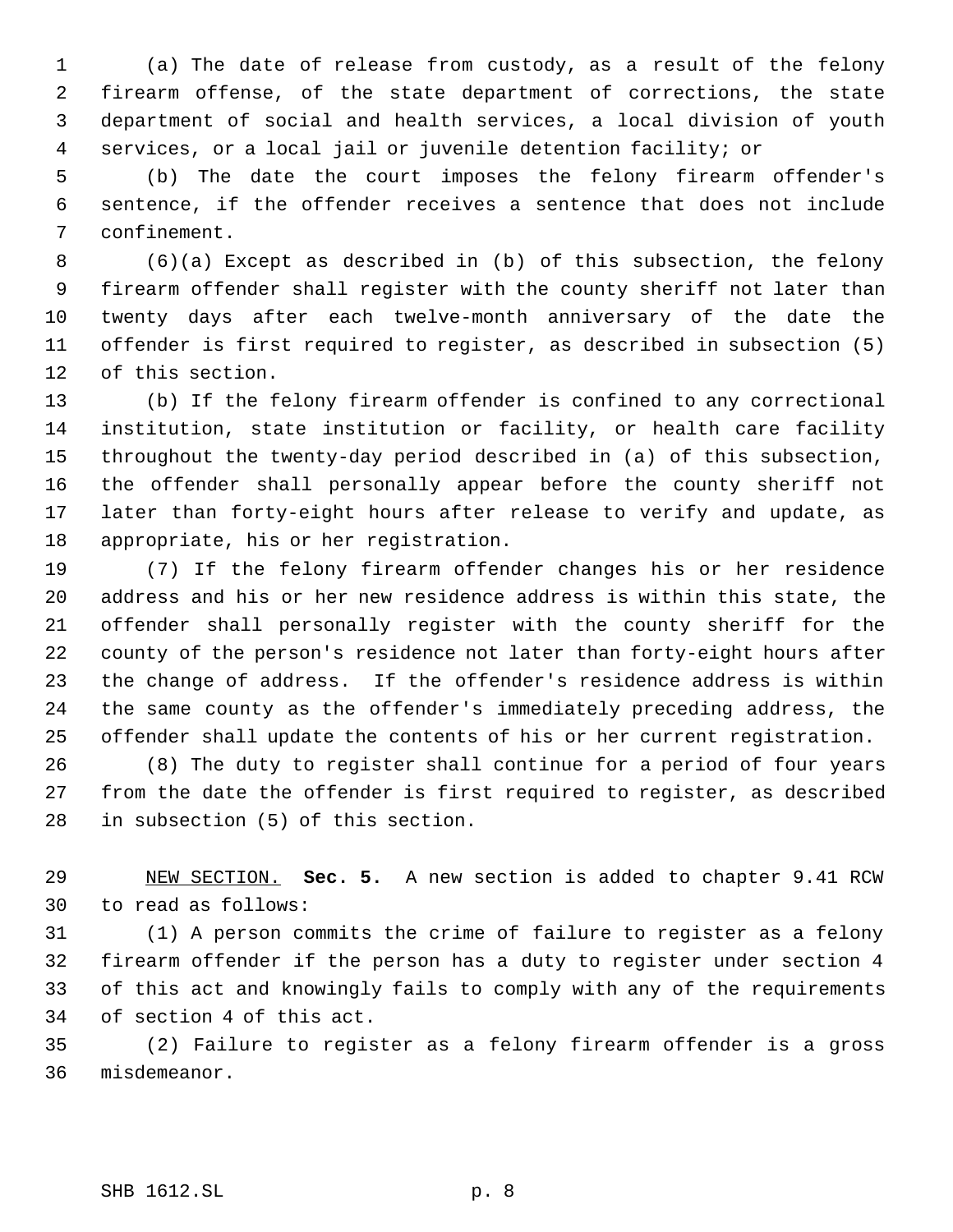(a) The date of release from custody, as a result of the felony firearm offense, of the state department of corrections, the state department of social and health services, a local division of youth services, or a local jail or juvenile detention facility; or

(b) The date the court imposes the felony firearm offender's sentence, if the offender receives a sentence that does not include confinement.

(6)(a) Except as described in (b) of this subsection, the felony firearm offender shall register with the county sheriff not later than twenty days after each twelve-month anniversary of the date the offender is first required to register, as described in subsection (5) of this section.

(b) If the felony firearm offender is confined to any correctional institution, state institution or facility, or health care facility throughout the twenty-day period described in (a) of this subsection, the offender shall personally appear before the county sheriff not later than forty-eight hours after release to verify and update, as appropriate, his or her registration.

(7) If the felony firearm offender changes his or her residence address and his or her new residence address is within this state, the offender shall personally register with the county sheriff for the county of the person's residence not later than forty-eight hours after the change of address. If the offender's residence address is within the same county as the offender's immediately preceding address, the offender shall update the contents of his or her current registration.

(8) The duty to register shall continue for a period of four years from the date the offender is first required to register, as described in subsection (5) of this section.

NEW SECTION. **Sec. 5.** A new section is added to chapter 9.41 RCW to read as follows:

(1) A person commits the crime of failure to register as a felony firearm offender if the person has a duty to register under section 4 of this act and knowingly fails to comply with any of the requirements of section 4 of this act.

(2) Failure to register as a felony firearm offender is a gross misdemeanor.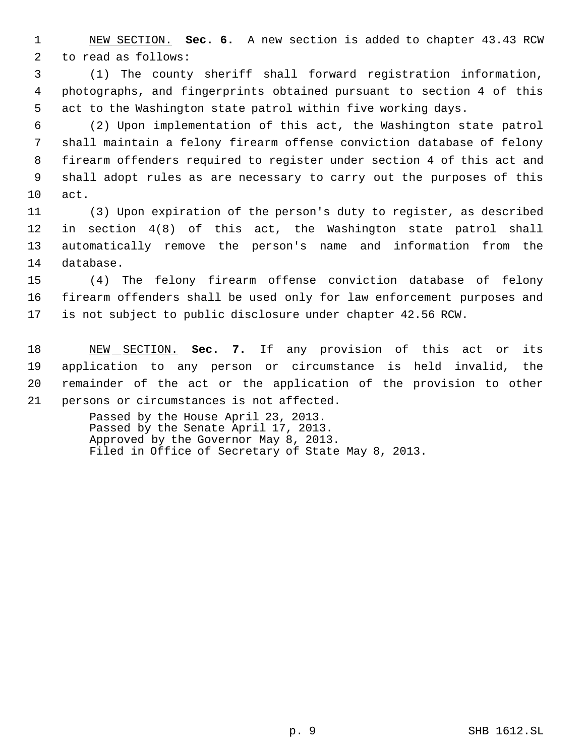NEW SECTION. **Sec. 6.** A new section is added to chapter 43.43 RCW to read as follows:

(1) The county sheriff shall forward registration information, photographs, and fingerprints obtained pursuant to section 4 of this act to the Washington state patrol within five working days.

(2) Upon implementation of this act, the Washington state patrol shall maintain a felony firearm offense conviction database of felony firearm offenders required to register under section 4 of this act and shall adopt rules as are necessary to carry out the purposes of this act.

(3) Upon expiration of the person's duty to register, as described in section 4(8) of this act, the Washington state patrol shall automatically remove the person's name and information from the database.

(4) The felony firearm offense conviction database of felony firearm offenders shall be used only for law enforcement purposes and is not subject to public disclosure under chapter 42.56 RCW.

NEW SECTION. **Sec. 7.** If any provision of this act or its application to any person or circumstance is held invalid, the remainder of the act or the application of the provision to other persons or circumstances is not affected.

Passed by the House April 23, 2013.
Passed by the Senate April 17, 2013.
Approved by the Governor May 8, 2013.
Filed in Office of Secretary of State May 8, 2013.